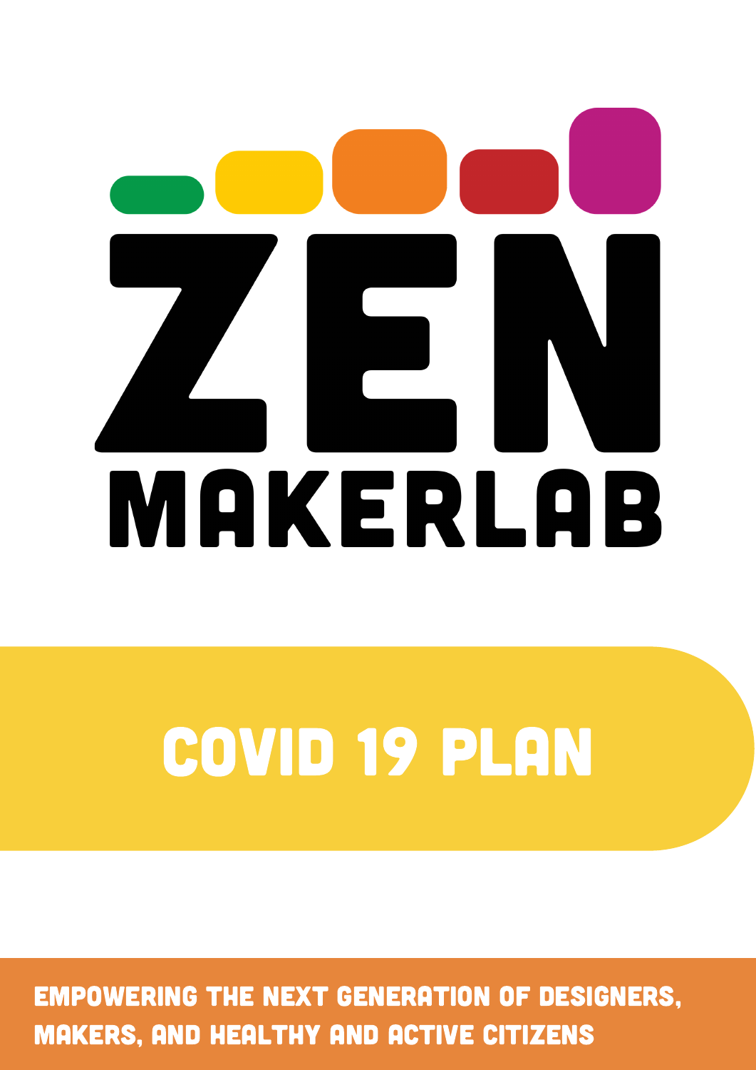# ZEN MAKERLAB

# COVID 19 PLAN

EMPOWERING THE NEXT GENERATION OF DESIGNERS, MAKERS, AND HEALTHY AND ACTIVE CITIZENS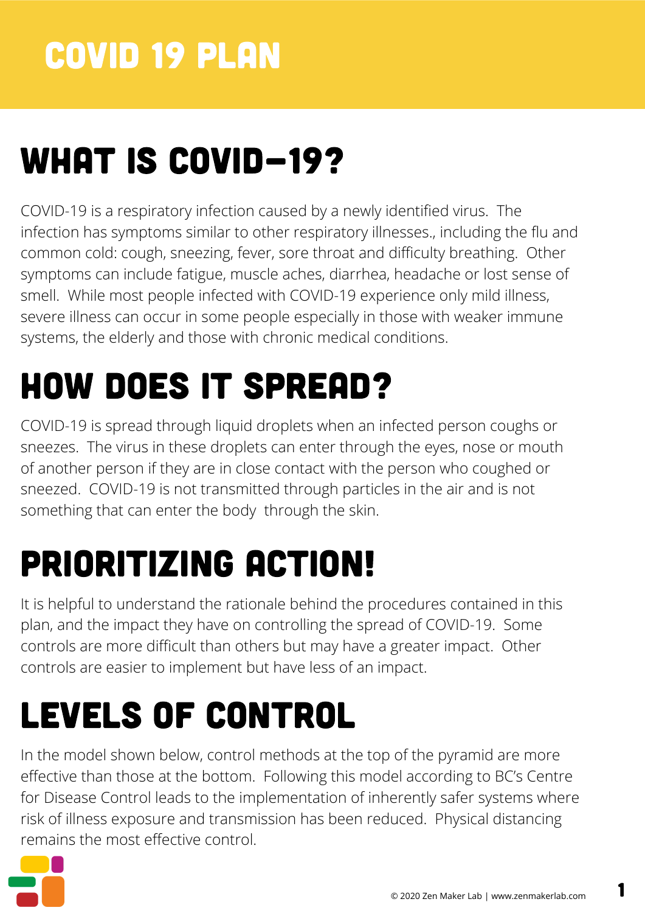# COVID 19 PLAN

## WHAT IS COVID-19?

COVID-19 is a respiratory infection caused by a newly identified virus. The infection has symptoms similar to other respiratory illnesses., including the flu and common cold: cough, sneezing, fever, sore throat and difficulty breathing. Other symptoms can include fatigue, muscle aches, diarrhea, headache or lost sense of smell. While most people infected with COVID-19 experience only mild illness, severe illness can occur in some people especially in those with weaker immune systems, the elderly and those with chronic medical conditions.

## HOW DOES IT SPREAD?

COVID-19 is spread through liquid droplets when an infected person coughs or sneezes. The virus in these droplets can enter through the eyes, nose or mouth of another person if they are in close contact with the person who coughed or sneezed. COVID-19 is not transmitted through particles in the air and is not something that can enter the body through the skin.

## PRIORITIZING ACTION!

It is helpful to understand the rationale behind the procedures contained in this plan, and the impact they have on controlling the spread of COVID-19. Some controls are more difficult than others but may have a greater impact. Other controls are easier to implement but have less of an impact.

## LEVELS OF CONTROL

In the model shown below, control methods at the top of the pyramid are more effective than those at the bottom. Following this model according to BC's Centre for Disease Control leads to the implementation of inherently safer systems where risk of illness exposure and transmission has been reduced. Physical distancing remains the most effective control.

© 2020 Zen Maker Lab | www.zenmakerlab.com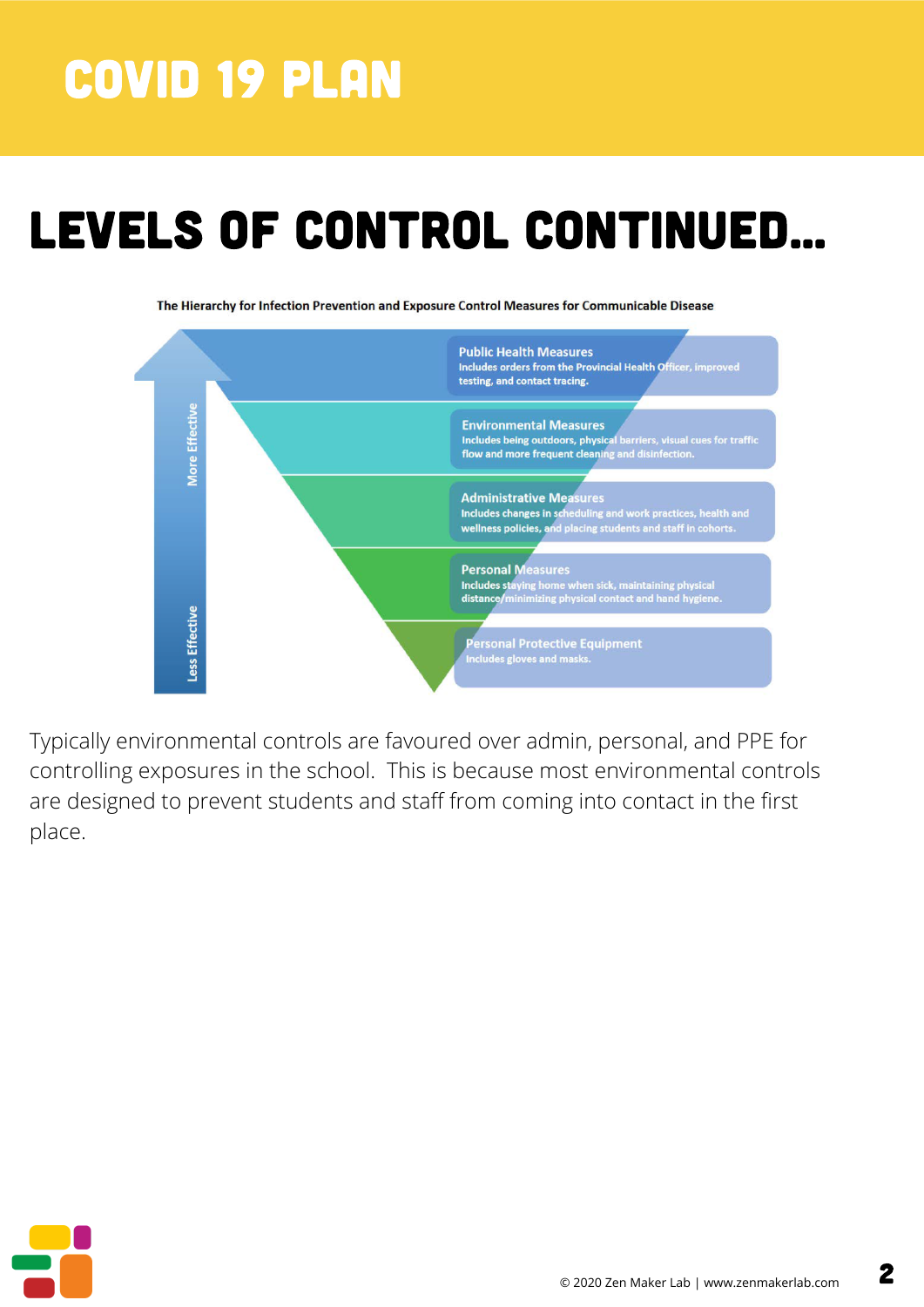# COVID 19 PLAN

## LEVELS OF CONTROL CONTINUED...

The Hierarchy for Infection Prevention and Exposure Control Measures for Communicable Disease

More Effective

Less Effective

**Public Health Measures**
Includes orders from the Provincial Health Officer, improved testing, and contact tracing.

**Environmental Measures**
Includes being outdoors, physical barriers, visual cues for traffic flow and more frequent cleaning and disinfection.

**Administrative Measures**
Includes changes in scheduling and work practices, health and wellness policies, and placing students and staff in cohorts.

**Personal Measures**
Includes staying home when sick, maintaining physical distance/minimizing physical contact and hand hygiene.

**Personal Protective Equipment**
Includes gloves and masks.

Typically environmental controls are favoured over admin, personal, and PPE for controlling exposures in the school. This is because most environmental controls are designed to prevent students and staff from coming into contact in the first place.

© 2020 Zen Maker Lab | www.zenmakerlab.com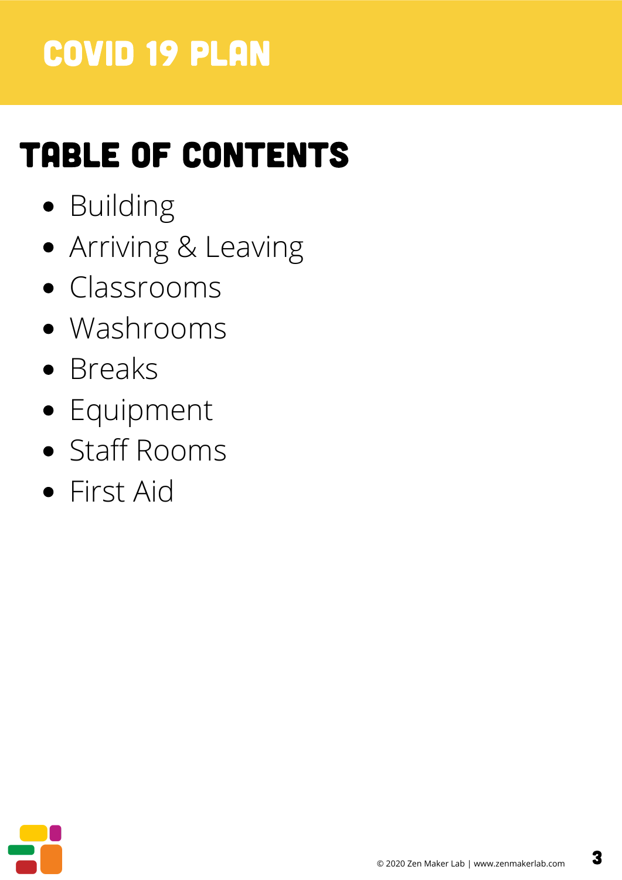# COVID 19 PLAN

## TABLE OF CONTENTS

- Building
- Arriving & Leaving
- Classrooms
- Washrooms
- Breaks
- Equipment
- Staff Rooms
- First Aid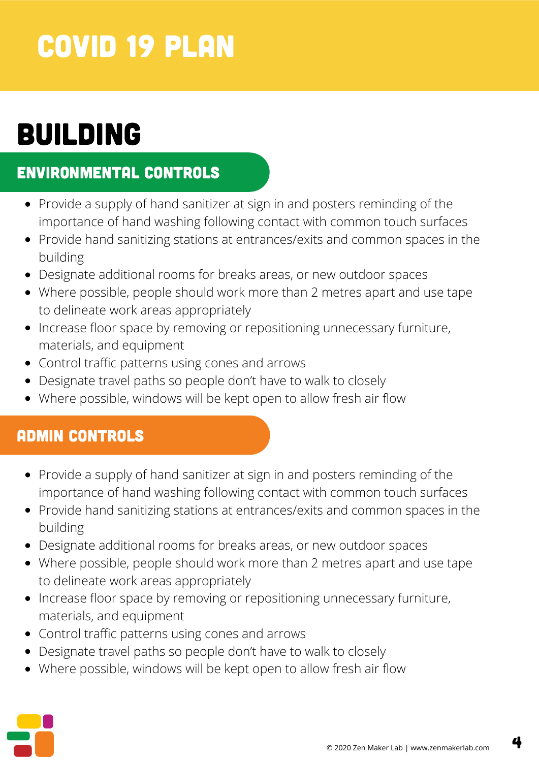# COVID 19 PLAN

## BUILDING

### ENVIRONMENTAL CONTROLS

- Provide a supply of hand sanitizer at sign in and posters reminding of the importance of hand washing following contact with common touch surfaces
- Provide hand sanitizing stations at entrances/exits and common spaces in the building
- Designate additional rooms for breaks areas, or new outdoor spaces
- Where possible, people should work more than 2 metres apart and use tape to delineate work areas appropriately
- Increase floor space by removing or repositioning unnecessary furniture, materials, and equipment
- Control traffic patterns using cones and arrows
- Designate travel paths so people don't have to walk to closely
- Where possible, windows will be kept open to allow fresh air flow

### ADMIN CONTROLS

- Provide a supply of hand sanitizer at sign in and posters reminding of the importance of hand washing following contact with common touch surfaces
- Provide hand sanitizing stations at entrances/exits and common spaces in the building
- Designate additional rooms for breaks areas, or new outdoor spaces
- Where possible, people should work more than 2 metres apart and use tape to delineate work areas appropriately
- Increase floor space by removing or repositioning unnecessary furniture, materials, and equipment
- Control traffic patterns using cones and arrows
- Designate travel paths so people don't have to walk to closely
- Where possible, windows will be kept open to allow fresh air flow

© 2020 Zen Maker Lab | www.zenmakerlab.com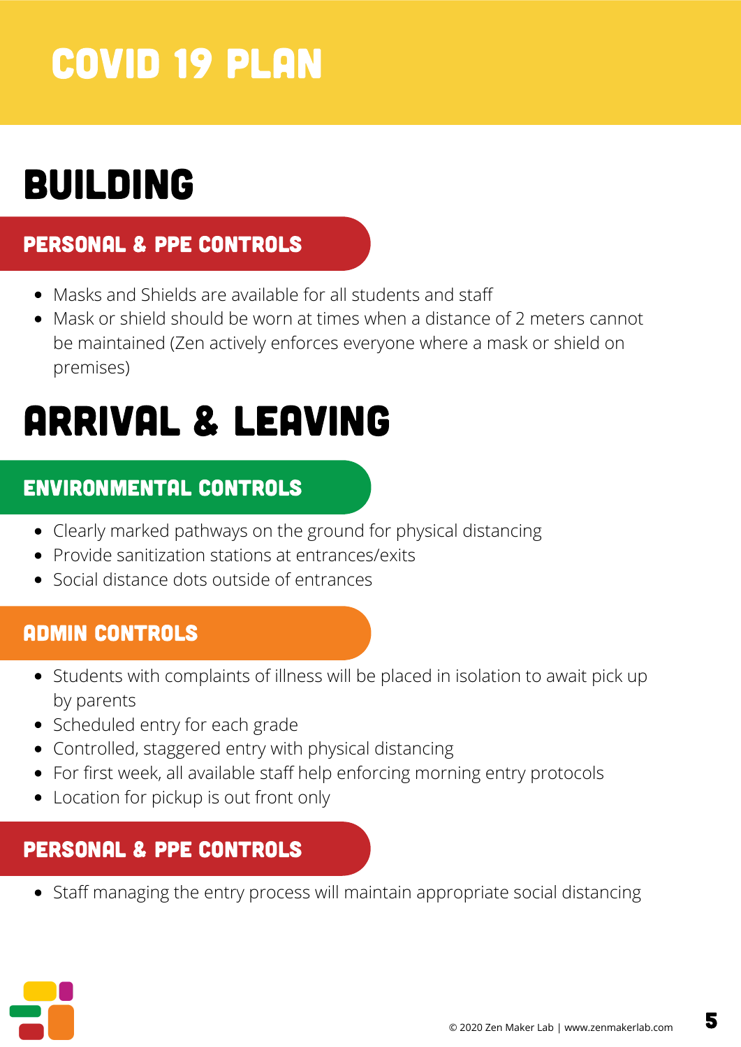# COVID 19 PLAN

## BUILDING

### PERSONAL & PPE CONTROLS

- Masks and Shields are available for all students and staff
- Mask or shield should be worn at times when a distance of 2 meters cannot be maintained (Zen actively enforces everyone where a mask or shield on premises)

## ARRIVAL & LEAVING

### ENVIRONMENTAL CONTROLS

- Clearly marked pathways on the ground for physical distancing
- Provide sanitization stations at entrances/exits
- Social distance dots outside of entrances

### ADMIN CONTROLS

- Students with complaints of illness will be placed in isolation to await pick up by parents
- Scheduled entry for each grade
- Controlled, staggered entry with physical distancing
- For first week, all available staff help enforcing morning entry protocols
- Location for pickup is out front only

### PERSONAL & PPE CONTROLS

- Staff managing the entry process will maintain appropriate social distancing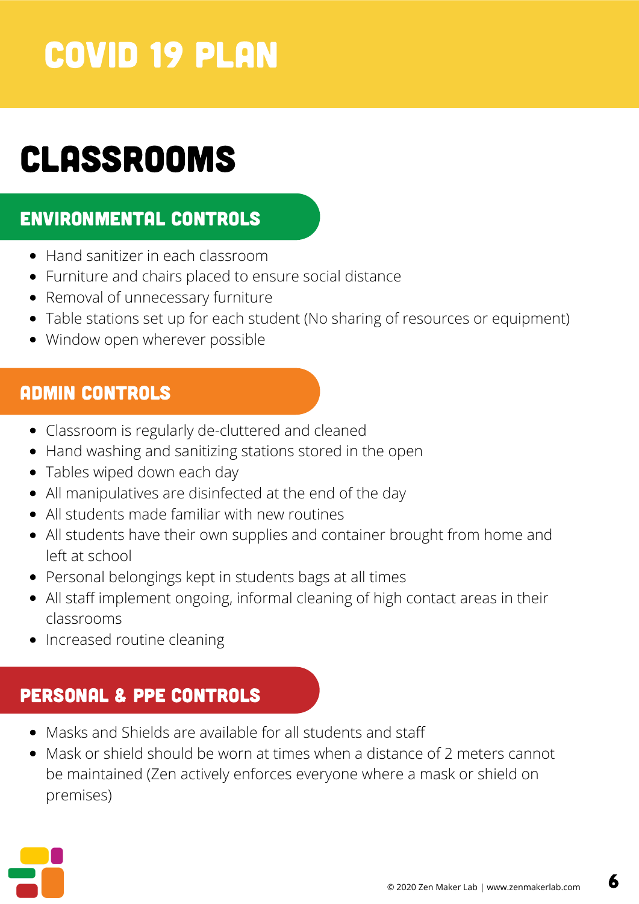# COVID 19 PLAN

## CLASSROOMS

### ENVIRONMENTAL CONTROLS

- Hand sanitizer in each classroom
- Furniture and chairs placed to ensure social distance
- Removal of unnecessary furniture
- Table stations set up for each student (No sharing of resources or equipment)
- Window open wherever possible

### ADMIN CONTROLS

- Classroom is regularly de-cluttered and cleaned
- Hand washing and sanitizing stations stored in the open
- Tables wiped down each day
- All manipulatives are disinfected at the end of the day
- All students made familiar with new routines
- All students have their own supplies and container brought from home and left at school
- Personal belongings kept in students bags at all times
- All staff implement ongoing, informal cleaning of high contact areas in their classrooms
- Increased routine cleaning

### PERSONAL & PPE CONTROLS

- Masks and Shields are available for all students and staff
- Mask or shield should be worn at times when a distance of 2 meters cannot be maintained (Zen actively enforces everyone where a mask or shield on premises)

© 2020 Zen Maker Lab | www.zenmakerlab.com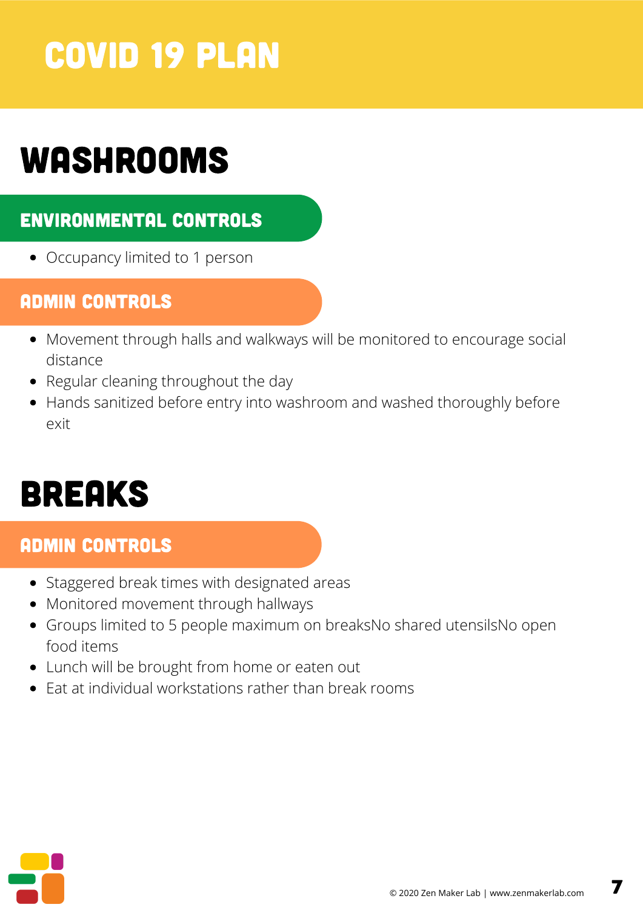# COVID 19 PLAN

## WASHROOMS

### ENVIRONMENTAL CONTROLS

- Occupancy limited to 1 person

### ADMIN CONTROLS

- Movement through halls and walkways will be monitored to encourage social distance
- Regular cleaning throughout the day
- Hands sanitized before entry into washroom and washed thoroughly before exit

## BREAKS

### ADMIN CONTROLS

- Staggered break times with designated areas
- Monitored movement through hallways
- Groups limited to 5 people maximum on breaksNo shared utensilsNo open food items
- Lunch will be brought from home or eaten out
- Eat at individual workstations rather than break rooms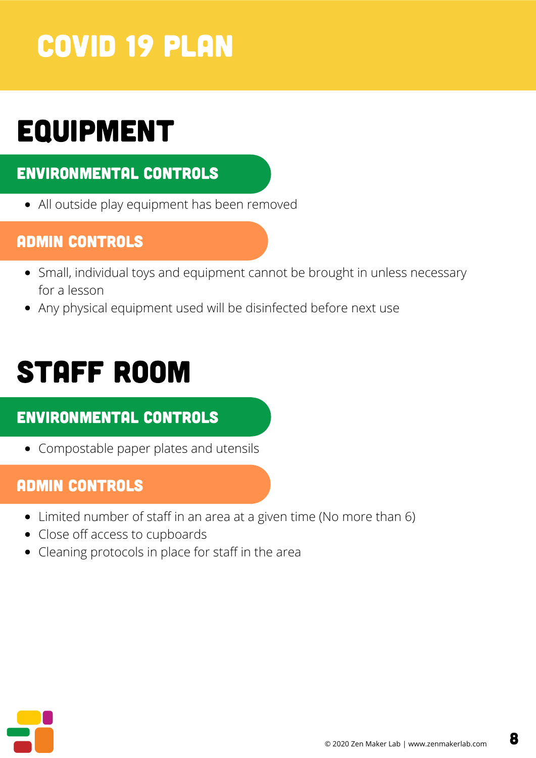# COVID 19 PLAN

## EQUIPMENT

### ENVIRONMENTAL CONTROLS

- All outside play equipment has been removed

### ADMIN CONTROLS

- Small, individual toys and equipment cannot be brought in unless necessary for a lesson
- Any physical equipment used will be disinfected before next use

## STAFF ROOM

### ENVIRONMENTAL CONTROLS

- Compostable paper plates and utensils

### ADMIN CONTROLS

- Limited number of staff in an area at a given time (No more than 6)
- Close off access to cupboards
- Cleaning protocols in place for staff in the area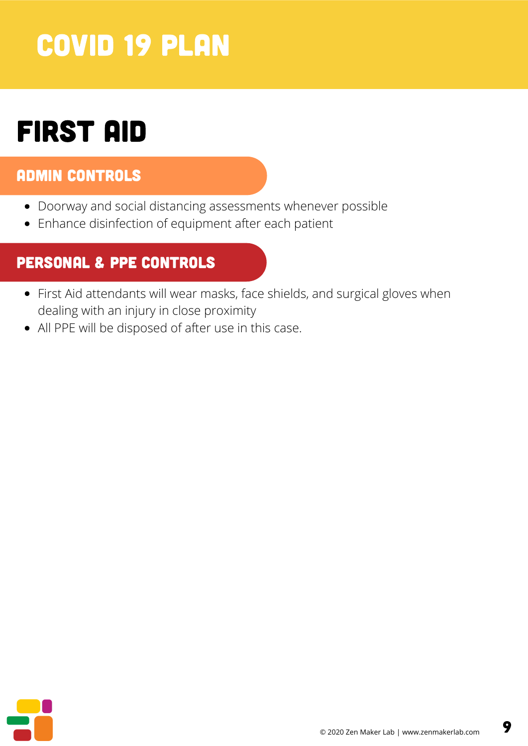# COVID 19 PLAN

## FIRST AID

### ADMIN CONTROLS

- Doorway and social distancing assessments whenever possible
- Enhance disinfection of equipment after each patient

### PERSONAL & PPE CONTROLS

- First Aid attendants will wear masks, face shields, and surgical gloves when dealing with an injury in close proximity
- All PPE will be disposed of after use in this case.

© 2020 Zen Maker Lab | www.zenmakerlab.com